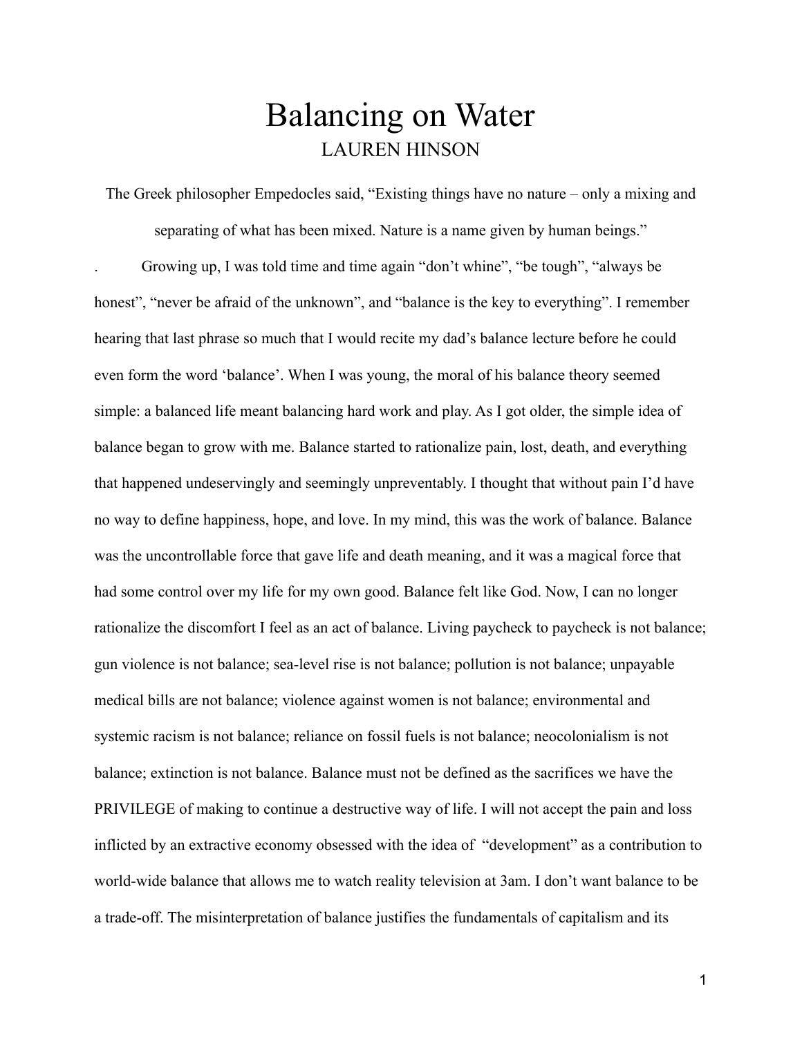# Balancing on Water

LAUREN HINSON

The Greek philosopher Empedocles said, "Existing things have no nature – only a mixing and separating of what has been mixed. Nature is a name given by human beings."

. Growing up, I was told time and time again "don't whine", "be tough", "always be honest", "never be afraid of the unknown", and "balance is the key to everything". I remember hearing that last phrase so much that I would recite my dad's balance lecture before he could even form the word 'balance'. When I was young, the moral of his balance theory seemed simple: a balanced life meant balancing hard work and play. As I got older, the simple idea of balance began to grow with me. Balance started to rationalize pain, lost, death, and everything that happened undeservingly and seemingly unpreventably. I thought that without pain I'd have no way to define happiness, hope, and love. In my mind, this was the work of balance. Balance was the uncontrollable force that gave life and death meaning, and it was a magical force that had some control over my life for my own good. Balance felt like God. Now, I can no longer rationalize the discomfort I feel as an act of balance. Living paycheck to paycheck is not balance; gun violence is not balance; sea-level rise is not balance; pollution is not balance; unpayable medical bills are not balance; violence against women is not balance; environmental and systemic racism is not balance; reliance on fossil fuels is not balance; neocolonialism is not balance; extinction is not balance. Balance must not be defined as the sacrifices we have the PRIVILEGE of making to continue a destructive way of life. I will not accept the pain and loss inflicted by an extractive economy obsessed with the idea of "development" as a contribution to world-wide balance that allows me to watch reality television at 3am. I don't want balance to be a trade-off. The misinterpretation of balance justifies the fundamentals of capitalism and its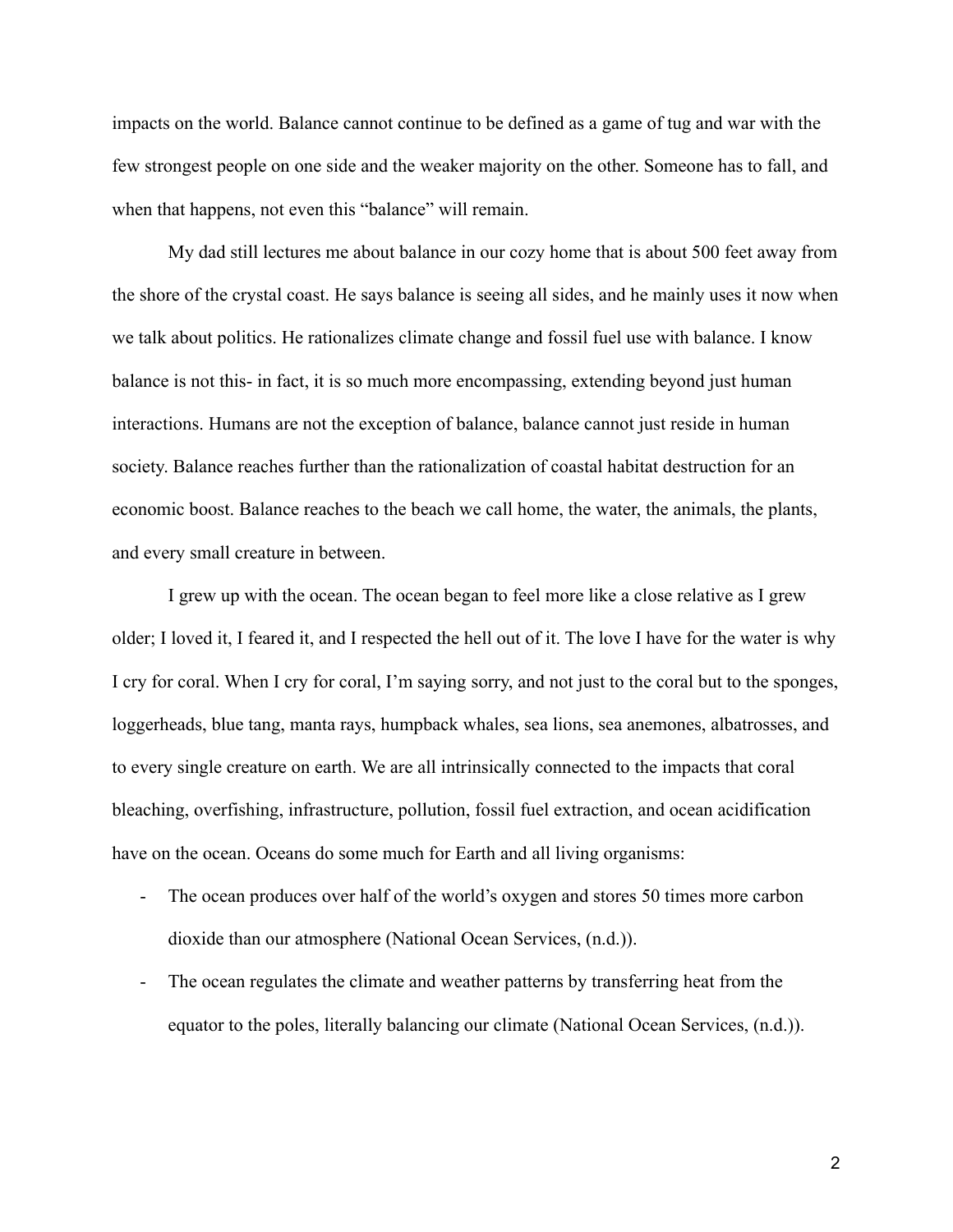impacts on the world. Balance cannot continue to be defined as a game of tug and war with the few strongest people on one side and the weaker majority on the other. Someone has to fall, and when that happens, not even this "balance" will remain.

My dad still lectures me about balance in our cozy home that is about 500 feet away from the shore of the crystal coast. He says balance is seeing all sides, and he mainly uses it now when we talk about politics. He rationalizes climate change and fossil fuel use with balance. I know balance is not this- in fact, it is so much more encompassing, extending beyond just human interactions. Humans are not the exception of balance, balance cannot just reside in human society. Balance reaches further than the rationalization of coastal habitat destruction for an economic boost. Balance reaches to the beach we call home, the water, the animals, the plants, and every small creature in between.

I grew up with the ocean. The ocean began to feel more like a close relative as I grew older; I loved it, I feared it, and I respected the hell out of it. The love I have for the water is why I cry for coral. When I cry for coral, I'm saying sorry, and not just to the coral but to the sponges, loggerheads, blue tang, manta rays, humpback whales, sea lions, sea anemones, albatrosses, and to every single creature on earth. We are all intrinsically connected to the impacts that coral bleaching, overfishing, infrastructure, pollution, fossil fuel extraction, and ocean acidification have on the ocean. Oceans do some much for Earth and all living organisms:

- The ocean produces over half of the world's oxygen and stores 50 times more carbon dioxide than our atmosphere (National Ocean Services, (n.d.)).
- The ocean regulates the climate and weather patterns by transferring heat from the equator to the poles, literally balancing our climate (National Ocean Services, (n.d.)).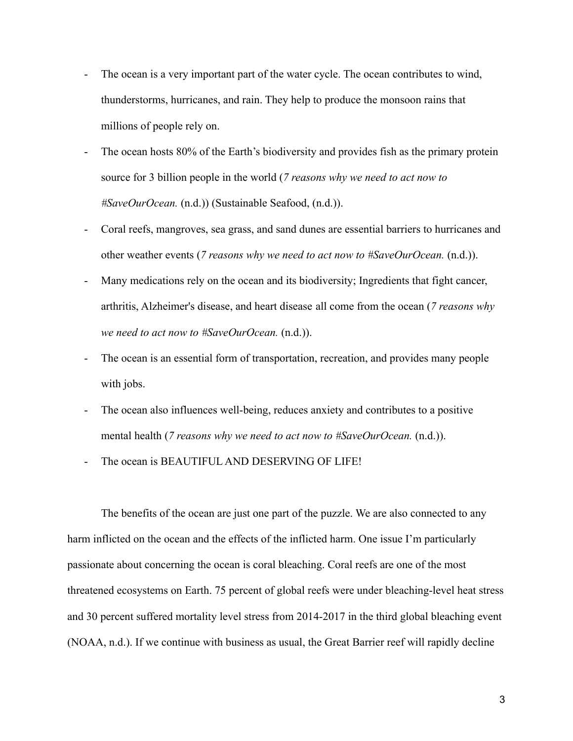- The ocean is a very important part of the water cycle. The ocean contributes to wind, thunderstorms, hurricanes, and rain. They help to produce the monsoon rains that millions of people rely on.
- The ocean hosts 80% of the Earth's biodiversity and provides fish as the primary protein source for 3 billion people in the world (*7 reasons why we need to act now to #SaveOurOcean.* (n.d.)) (Sustainable Seafood, (n.d.)).
- Coral reefs, mangroves, sea grass, and sand dunes are essential barriers to hurricanes and other weather events (*7 reasons why we need to act now to #SaveOurOcean.* (n.d.)).
- Many medications rely on the ocean and its biodiversity; Ingredients that fight cancer, arthritis, Alzheimer's disease, and heart disease all come from the ocean (*7 reasons why we need to act now to #SaveOurOcean.* (n.d.)).
- The ocean is an essential form of transportation, recreation, and provides many people with jobs.
- The ocean also influences well-being, reduces anxiety and contributes to a positive mental health (*7 reasons why we need to act now to #SaveOurOcean.* (n.d.)).
- The ocean is BEAUTIFUL AND DESERVING OF LIFE!

The benefits of the ocean are just one part of the puzzle. We are also connected to any harm inflicted on the ocean and the effects of the inflicted harm. One issue I'm particularly passionate about concerning the ocean is coral bleaching. Coral reefs are one of the most threatened ecosystems on Earth. 75 percent of global reefs were under bleaching-level heat stress and 30 percent suffered mortality level stress from 2014-2017 in the third global bleaching event (NOAA, n.d.). If we continue with business as usual, the Great Barrier reef will rapidly decline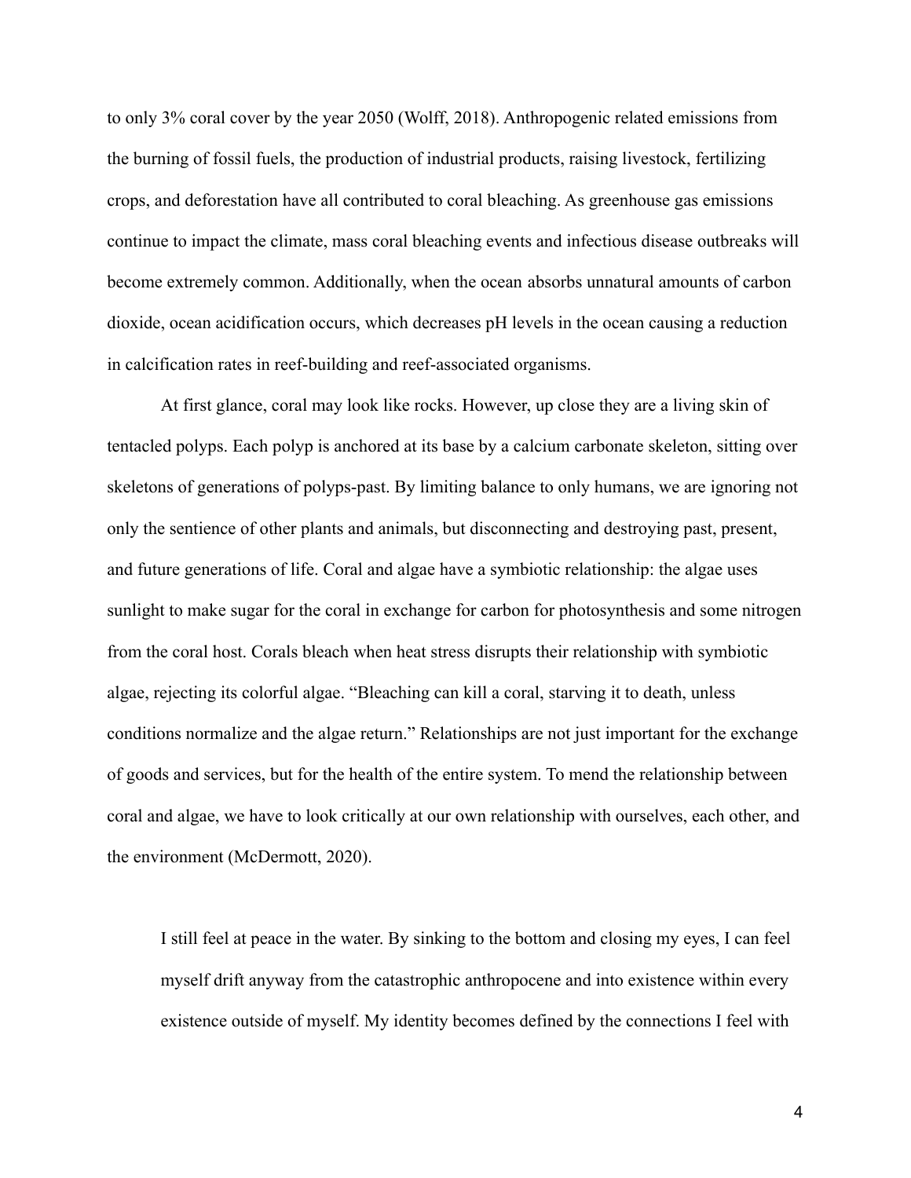to only 3% coral cover by the year 2050 (Wolff, 2018). Anthropogenic related emissions from the burning of fossil fuels, the production of industrial products, raising livestock, fertilizing crops, and deforestation have all contributed to coral bleaching. As greenhouse gas emissions continue to impact the climate, mass coral bleaching events and infectious disease outbreaks will become extremely common. Additionally, when the ocean absorbs unnatural amounts of carbon dioxide, ocean acidification occurs, which decreases pH levels in the ocean causing a reduction in calcification rates in reef-building and reef-associated organisms.

At first glance, coral may look like rocks. However, up close they are a living skin of tentacled polyps. Each polyp is anchored at its base by a calcium carbonate skeleton, sitting over skeletons of generations of polyps-past. By limiting balance to only humans, we are ignoring not only the sentience of other plants and animals, but disconnecting and destroying past, present, and future generations of life. Coral and algae have a symbiotic relationship: the algae uses sunlight to make sugar for the coral in exchange for carbon for photosynthesis and some nitrogen from the coral host. Corals bleach when heat stress disrupts their relationship with symbiotic algae, rejecting its colorful algae. "Bleaching can kill a coral, starving it to death, unless conditions normalize and the algae return." Relationships are not just important for the exchange of goods and services, but for the health of the entire system. To mend the relationship between coral and algae, we have to look critically at our own relationship with ourselves, each other, and the environment (McDermott, 2020).

> I still feel at peace in the water. By sinking to the bottom and closing my eyes, I can feel myself drift anyway from the catastrophic anthropocene and into existence within every existence outside of myself. My identity becomes defined by the connections I feel with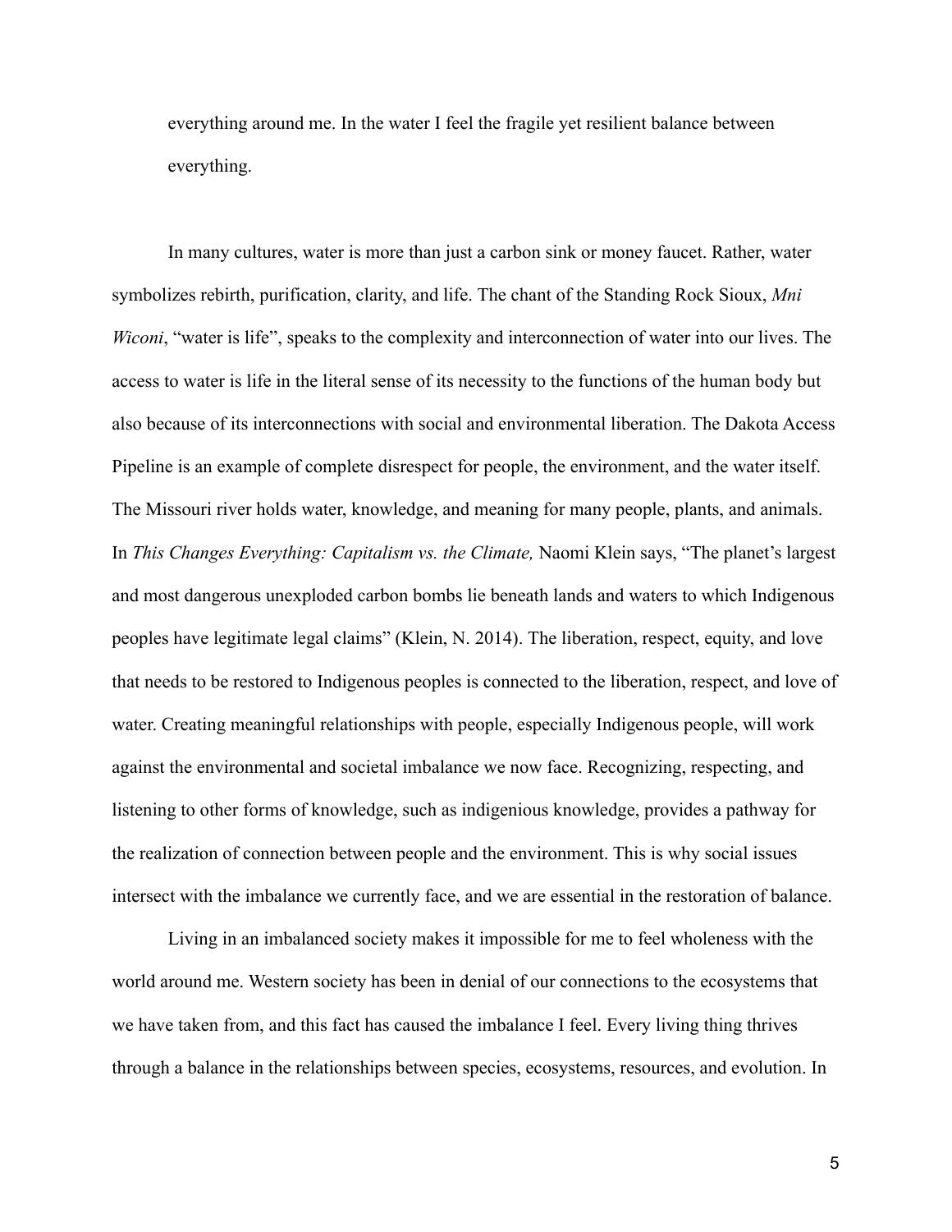everything around me. In the water I feel the fragile yet resilient balance between everything.

In many cultures, water is more than just a carbon sink or money faucet. Rather, water symbolizes rebirth, purification, clarity, and life. The chant of the Standing Rock Sioux, *Mni Wiconi*, "water is life", speaks to the complexity and interconnection of water into our lives. The access to water is life in the literal sense of its necessity to the functions of the human body but also because of its interconnections with social and environmental liberation. The Dakota Access Pipeline is an example of complete disrespect for people, the environment, and the water itself. The Missouri river holds water, knowledge, and meaning for many people, plants, and animals. In *This Changes Everything: Capitalism vs. the Climate,* Naomi Klein says, "The planet's largest and most dangerous unexploded carbon bombs lie beneath lands and waters to which Indigenous peoples have legitimate legal claims" (Klein, N. 2014). The liberation, respect, equity, and love that needs to be restored to Indigenous peoples is connected to the liberation, respect, and love of water. Creating meaningful relationships with people, especially Indigenous people, will work against the environmental and societal imbalance we now face. Recognizing, respecting, and listening to other forms of knowledge, such as indigenious knowledge, provides a pathway for the realization of connection between people and the environment. This is why social issues intersect with the imbalance we currently face, and we are essential in the restoration of balance.

Living in an imbalanced society makes it impossible for me to feel wholeness with the world around me. Western society has been in denial of our connections to the ecosystems that we have taken from, and this fact has caused the imbalance I feel. Every living thing thrives through a balance in the relationships between species, ecosystems, resources, and evolution. In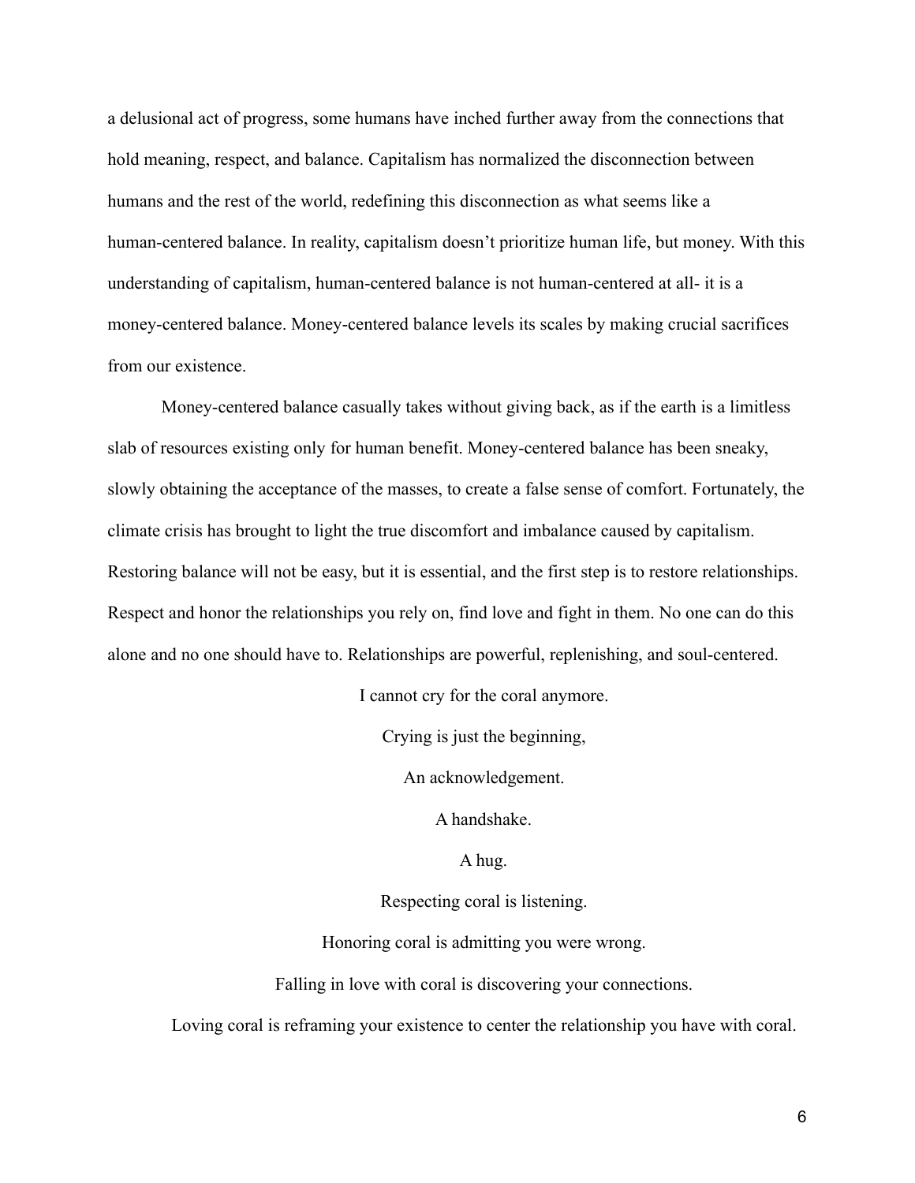a delusional act of progress, some humans have inched further away from the connections that hold meaning, respect, and balance. Capitalism has normalized the disconnection between humans and the rest of the world, redefining this disconnection as what seems like a human-centered balance. In reality, capitalism doesn't prioritize human life, but money. With this understanding of capitalism, human-centered balance is not human-centered at all- it is a money-centered balance. Money-centered balance levels its scales by making crucial sacrifices from our existence.

Money-centered balance casually takes without giving back, as if the earth is a limitless slab of resources existing only for human benefit. Money-centered balance has been sneaky, slowly obtaining the acceptance of the masses, to create a false sense of comfort. Fortunately, the climate crisis has brought to light the true discomfort and imbalance caused by capitalism. Restoring balance will not be easy, but it is essential, and the first step is to restore relationships. Respect and honor the relationships you rely on, find love and fight in them. No one can do this alone and no one should have to. Relationships are powerful, replenishing, and soul-centered.

I cannot cry for the coral anymore.

Crying is just the beginning,

An acknowledgement.

A handshake.

A hug.

Respecting coral is listening.

Honoring coral is admitting you were wrong.

Falling in love with coral is discovering your connections.

Loving coral is reframing your existence to center the relationship you have with coral.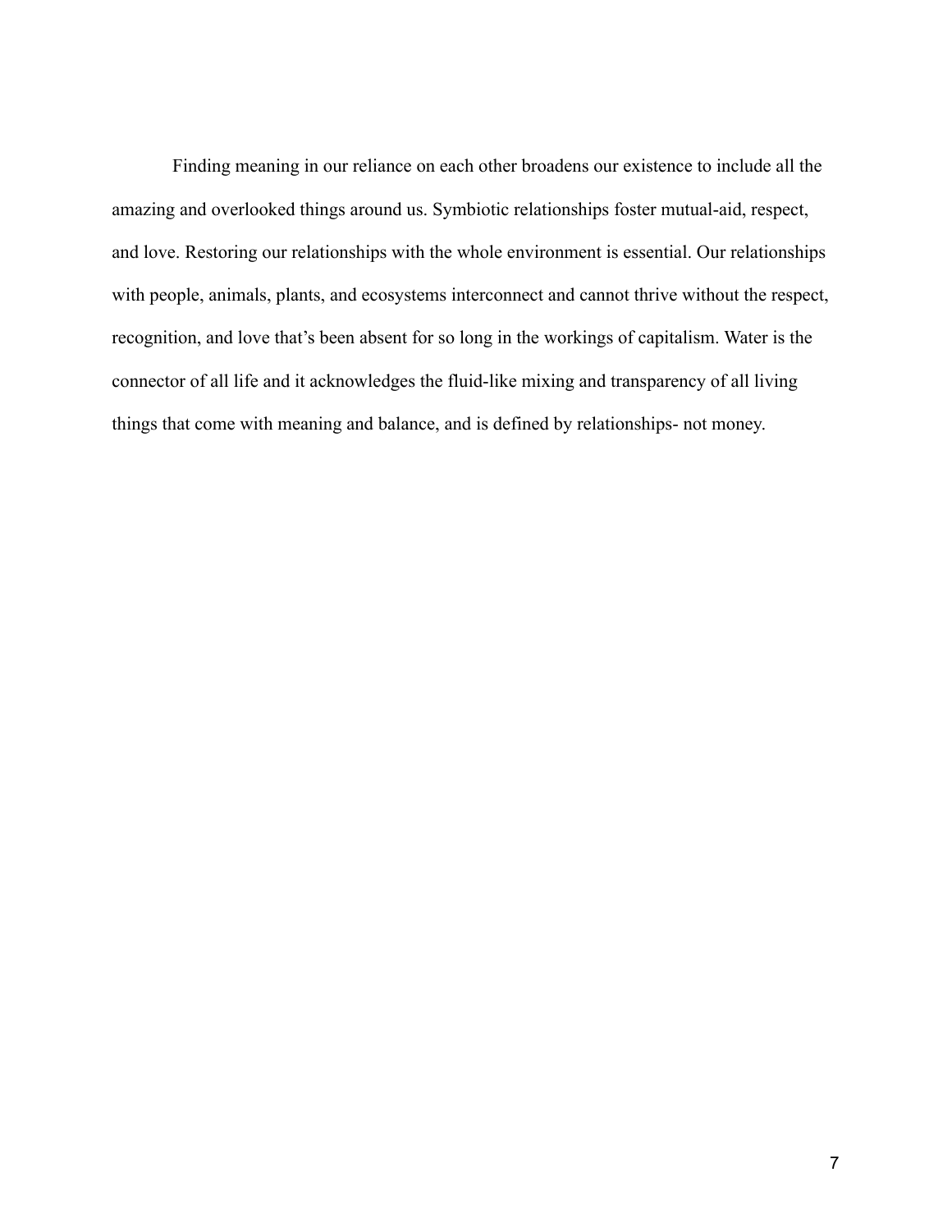Finding meaning in our reliance on each other broadens our existence to include all the amazing and overlooked things around us. Symbiotic relationships foster mutual-aid, respect, and love. Restoring our relationships with the whole environment is essential. Our relationships with people, animals, plants, and ecosystems interconnect and cannot thrive without the respect, recognition, and love that's been absent for so long in the workings of capitalism. Water is the connector of all life and it acknowledges the fluid-like mixing and transparency of all living things that come with meaning and balance, and is defined by relationships- not money.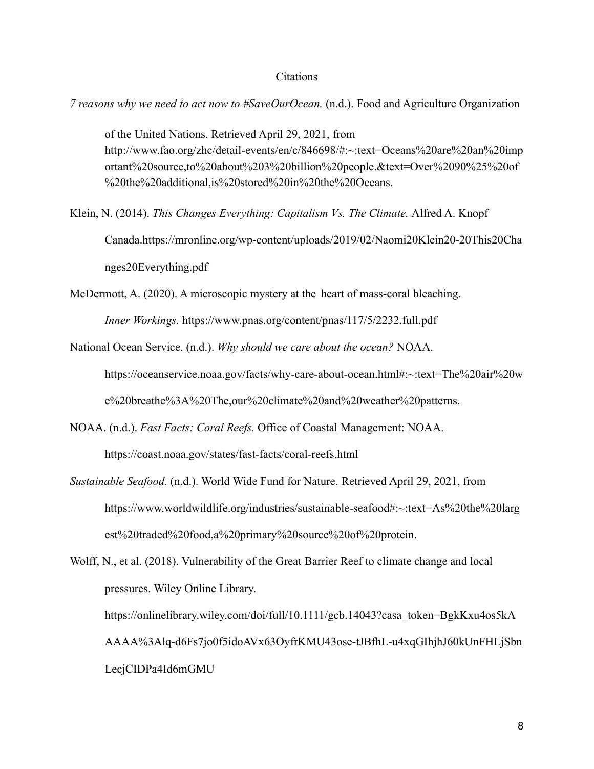# Citations

*7 reasons why we need to act now to #SaveOurOcean.* (n.d.). Food and Agriculture Organization of the United Nations. Retrieved April 29, 2021, from http://www.fao.org/zhc/detail-events/en/c/846698/#:~:text=Oceans%20are%20an%20important%20source,to%20about%203%20billion%20people.&text=Over%2090%25%20of%20the%20additional,is%20stored%20in%20the%20Oceans.

Klein, N. (2014). *This Changes Everything: Capitalism Vs. The Climate.* Alfred A. Knopf Canada.https://mronline.org/wp-content/uploads/2019/02/Naomi20Klein20-20This20Changes20Everything.pdf

McDermott, A. (2020). A microscopic mystery at the heart of mass-coral bleaching. *Inner Workings.* https://www.pnas.org/content/pnas/117/5/2232.full.pdf

National Ocean Service. (n.d.). *Why should we care about the ocean?* NOAA. https://oceanservice.noaa.gov/facts/why-care-about-ocean.html#:~:text=The%20air%20we%20breathe%3A%20The,our%20climate%20and%20weather%20patterns.

NOAA. (n.d.). *Fast Facts: Coral Reefs.* Office of Coastal Management: NOAA. https://coast.noaa.gov/states/fast-facts/coral-reefs.html

*Sustainable Seafood.* (n.d.). World Wide Fund for Nature. Retrieved April 29, 2021, from https://www.worldwildlife.org/industries/sustainable-seafood#:~:text=As%20the%20largest%20traded%20food,a%20primary%20source%20of%20protein.

Wolff, N., et al. (2018). Vulnerability of the Great Barrier Reef to climate change and local pressures. Wiley Online Library. https://onlinelibrary.wiley.com/doi/full/10.1111/gcb.14043?casa_token=BgkKxu4os5kAAAAA%3Alq-d6Fs7jo0f5idoAVx63OyfrKMU43ose-tJBfhL-u4xqGIhjhJ60kUnFHLjSbnLecjCIDPa4Id6mGMU